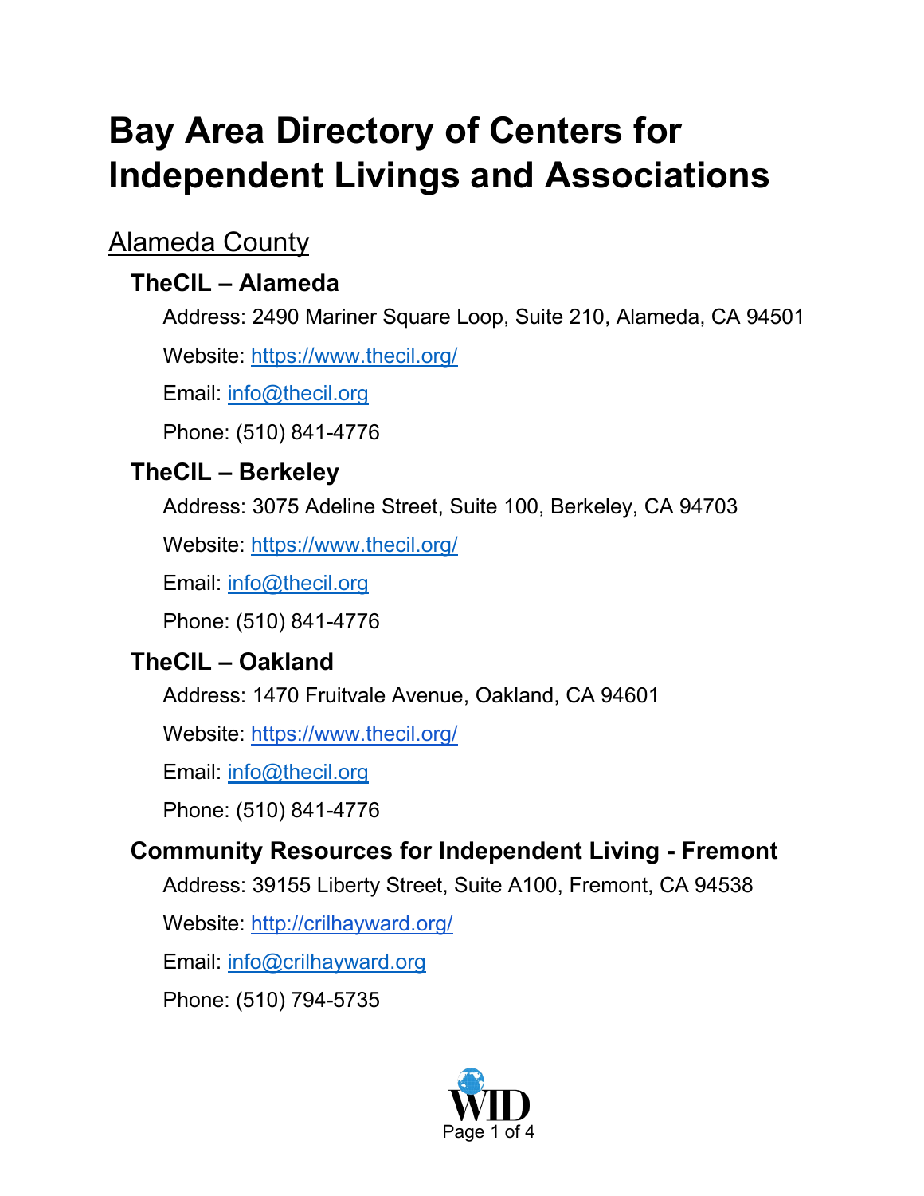# Bay Area Directory of Centers for Independent Livings and Associations

## Alameda County

### TheCIL – Alameda

Address: 2490 Mariner Square Loop, Suite 210, Alameda, CA 94501

Website: https://www.thecil.org/

Email: info@thecil.org

Phone: (510) 841-4776

### TheCIL – Berkeley

Address: 3075 Adeline Street, Suite 100, Berkeley, CA 94703

Website: https://www.thecil.org/

Email: info@thecil.org

Phone: (510) 841-4776

### TheCIL – Oakland

Address: 1470 Fruitvale Avenue, Oakland, CA 94601

Website: https://www.thecil.org/

Email: info@thecil.org

Phone: (510) 841-4776

### Community Resources for Independent Living - Fremont

Address: 39155 Liberty Street, Suite A100, Fremont, CA 94538

Website: http://crilhayward.org/

Email: info@crilhayward.org

Phone: (510) 794-5735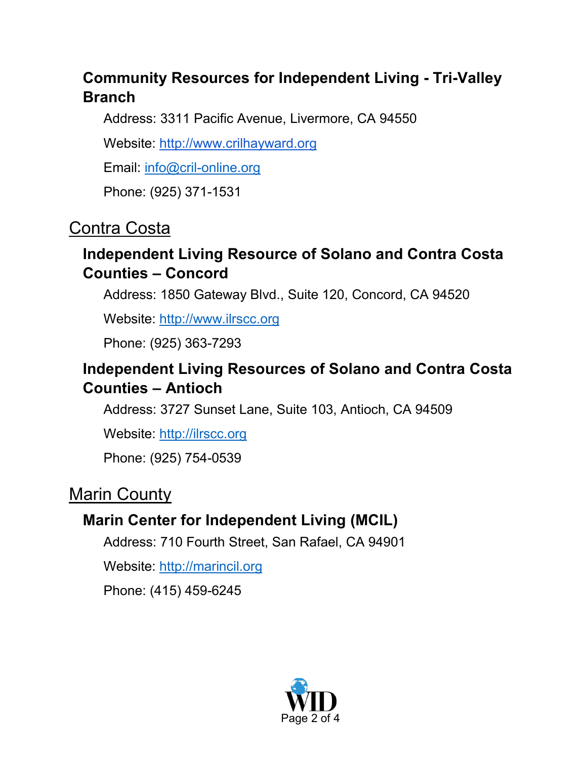### Community Resources for Independent Living - Tri-Valley Branch

Address: 3311 Pacific Avenue, Livermore, CA 94550

Website: http://www.crilhayward.org

Email: info@cril-online.org

Phone: (925) 371-1531

## Contra Costa

### Independent Living Resource of Solano and Contra Costa Counties – Concord

Address: 1850 Gateway Blvd., Suite 120, Concord, CA 94520

Website: http://www.ilrscc.org

Phone: (925) 363-7293

### Independent Living Resources of Solano and Contra Costa Counties – Antioch

Address: 3727 Sunset Lane, Suite 103, Antioch, CA 94509

Website: http://ilrscc.org

Phone: (925) 754-0539

## Marin County

### Marin Center for Independent Living (MCIL)

Address: 710 Fourth Street, San Rafael, CA 94901

Website: http://marincil.org

Phone: (415) 459-6245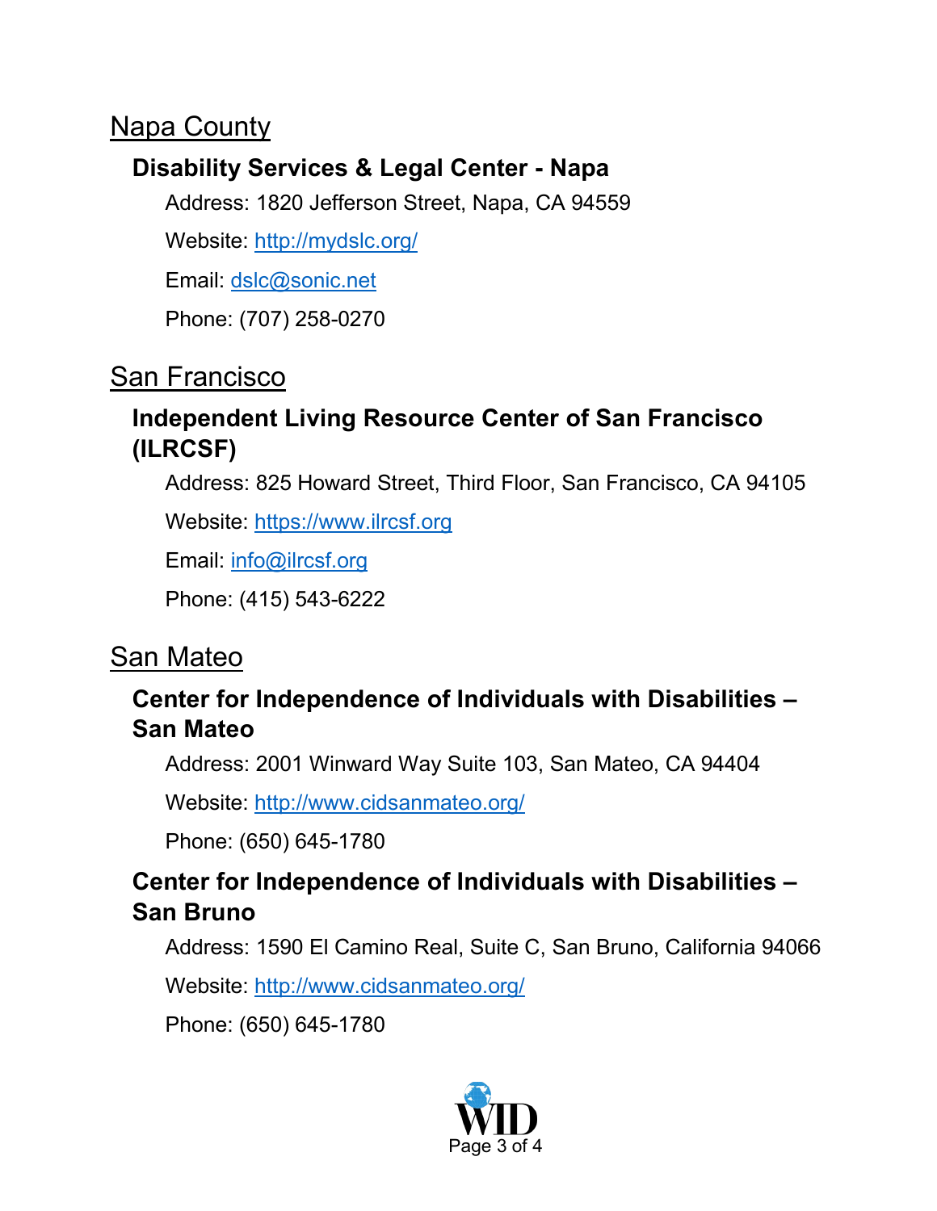## Napa County

### Disability Services & Legal Center - Napa

Address: 1820 Jefferson Street, Napa, CA 94559

Website: http://mydslc.org/

Email: dslc@sonic.net

Phone: (707) 258-0270

## San Francisco

### Independent Living Resource Center of San Francisco (ILRCSF)

Address: 825 Howard Street, Third Floor, San Francisco, CA 94105

Website: https://www.ilrcsf.org

Email: info@ilrcsf.org

Phone: (415) 543-6222

## San Mateo

### Center for Independence of Individuals with Disabilities – San Mateo

Address: 2001 Winward Way Suite 103, San Mateo, CA 94404

Website: http://www.cidsanmateo.org/

Phone: (650) 645-1780

### Center for Independence of Individuals with Disabilities – San Bruno

Address: 1590 El Camino Real, Suite C, San Bruno, California 94066

Website: http://www.cidsanmateo.org/

Phone: (650) 645-1780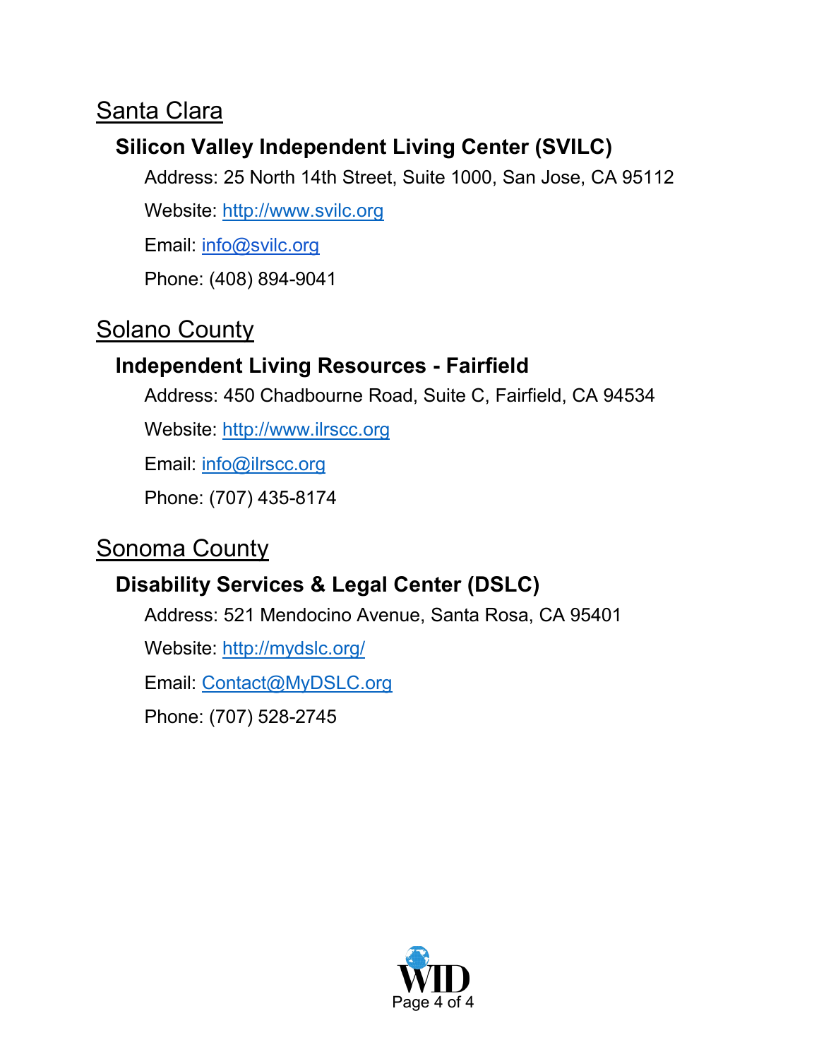## Santa Clara

### Silicon Valley Independent Living Center (SVILC)

Address: 25 North 14th Street, Suite 1000, San Jose, CA 95112

Website: http://www.svilc.org

Email: info@svilc.org

Phone: (408) 894-9041

## Solano County

### Independent Living Resources - Fairfield

Address: 450 Chadbourne Road, Suite C, Fairfield, CA 94534

Website: http://www.ilrscc.org

Email: info@ilrscc.org

Phone: (707) 435-8174

## Sonoma County

### Disability Services & Legal Center (DSLC)

Address: 521 Mendocino Avenue, Santa Rosa, CA 95401

Website: http://mydslc.org/

Email: Contact@MyDSLC.org

Phone: (707) 528-2745